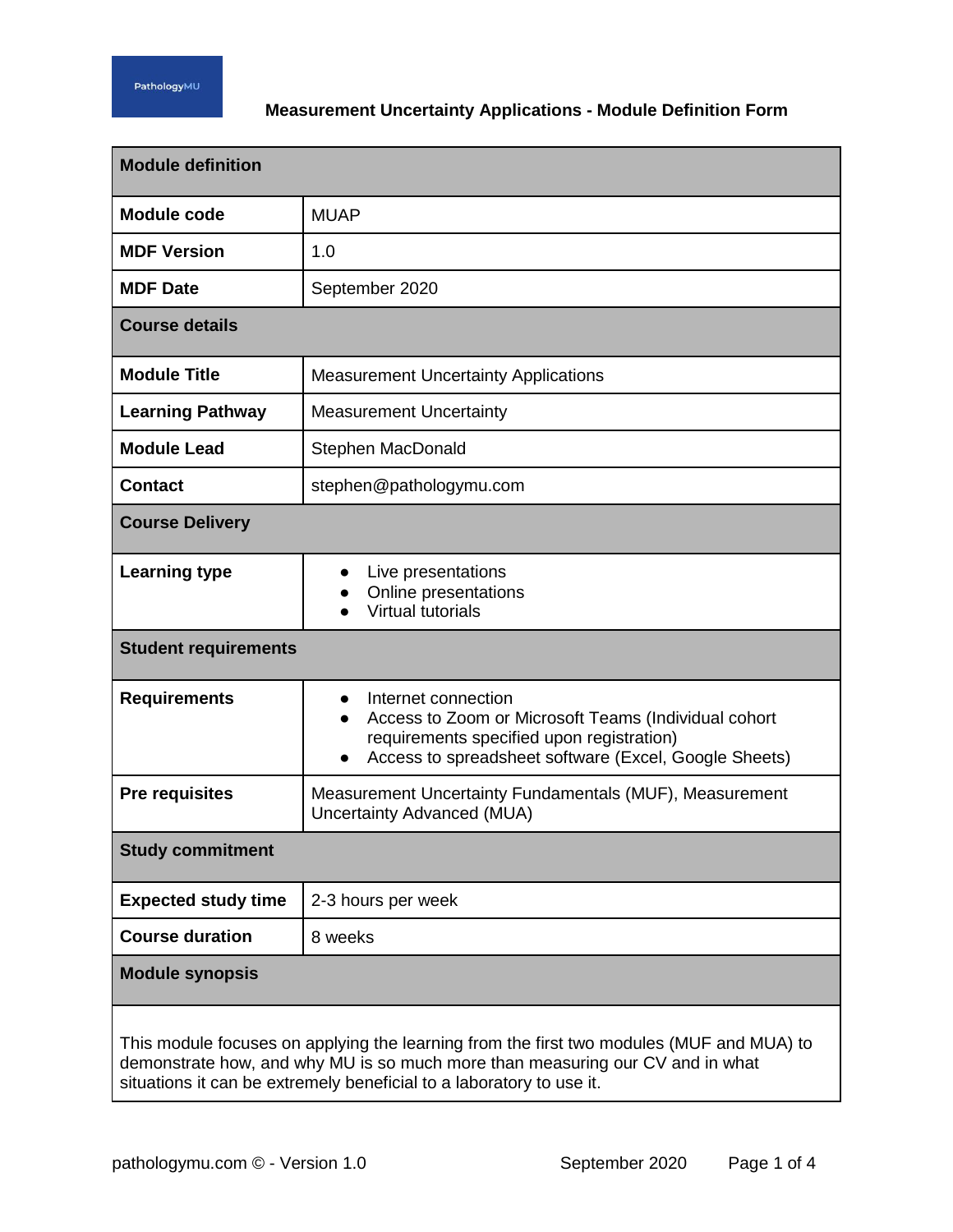# Measurement Uncertainty Applications - Module Definition Form

| **Module definition** | |
|---|---|
| **Module code** | MUAP |
| **MDF Version** | 1.0 |
| **MDF Date** | September 2020 |
| **Course details** | |
| **Module Title** | Measurement Uncertainty Applications |
| **Learning Pathway** | Measurement Uncertainty |
| **Module Lead** | Stephen MacDonald |
| **Contact** | stephen@pathologymu.com |
| **Course Delivery** | |
| **Learning type** | • Live presentations<br>• Online presentations<br>• Virtual tutorials |
| **Student requirements** | |
| **Requirements** | • Internet connection<br>• Access to Zoom or Microsoft Teams (Individual cohort requirements specified upon registration)<br>• Access to spreadsheet software (Excel, Google Sheets) |
| **Pre requisites** | Measurement Uncertainty Fundamentals (MUF), Measurement Uncertainty Advanced (MUA) |
| **Study commitment** | |
| **Expected study time** | 2-3 hours per week |
| **Course duration** | 8 weeks |
| **Module synopsis** | |

This module focuses on applying the learning from the first two modules (MUF and MUA) to demonstrate how, and why MU is so much more than measuring our CV and in what situations it can be extremely beneficial to a laboratory to use it.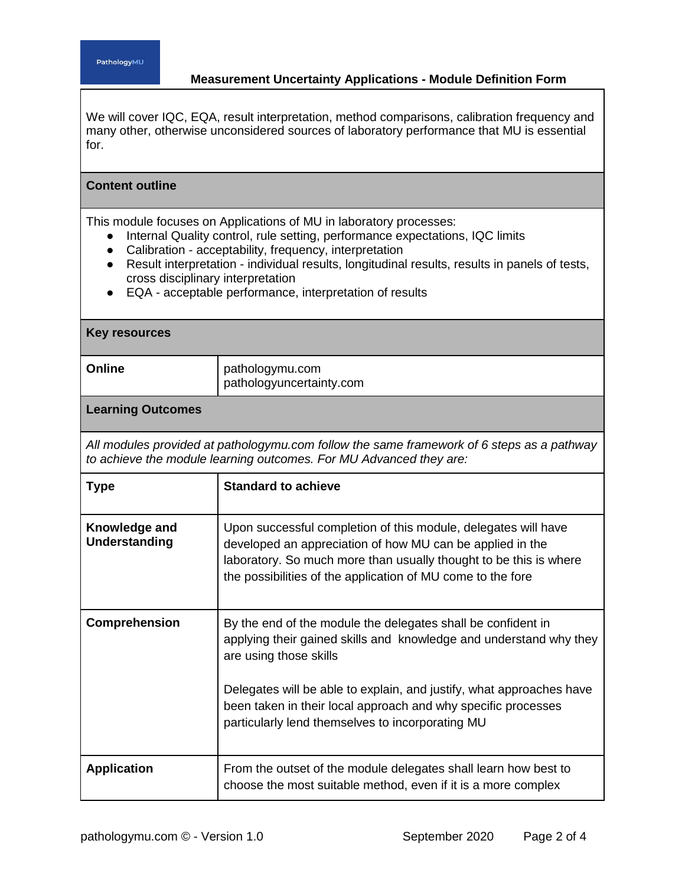We will cover IQC, EQA, result interpretation, method comparisons, calibration frequency and many other, otherwise unconsidered sources of laboratory performance that MU is essential for.

## Content outline

This module focuses on Applications of MU in laboratory processes:

- Internal Quality control, rule setting, performance expectations, IQC limits
- Calibration - acceptability, frequency, interpretation
- Result interpretation - individual results, longitudinal results, results in panels of tests, cross disciplinary interpretation
- EQA - acceptable performance, interpretation of results

## Key resources

| | |
|---|---|
| **Online** | pathologymu.com<br>pathologyuncertainty.com |

## Learning Outcomes

*All modules provided at pathologymu.com follow the same framework of 6 steps as a pathway to achieve the module learning outcomes. For MU Advanced they are:*

| **Type** | **Standard to achieve** |
|---|---|
| **Knowledge and Understanding** | Upon successful completion of this module, delegates will have developed an appreciation of how MU can be applied in the laboratory. So much more than usually thought to be this is where the possibilities of the application of MU come to the fore |
| **Comprehension** | By the end of the module the delegates shall be confident in applying their gained skills and knowledge and understand why they are using those skills<br><br>Delegates will be able to explain, and justify, what approaches have been taken in their local approach and why specific processes particularly lend themselves to incorporating MU |
| **Application** | From the outset of the module delegates shall learn how best to choose the most suitable method, even if it is a more complex |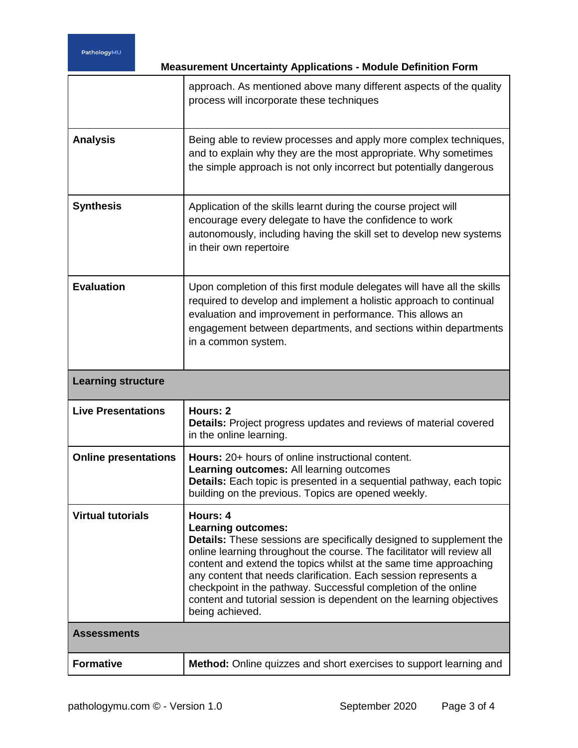| | |
|---|---|
| | approach. As mentioned above many different aspects of the quality process will incorporate these techniques |
| **Analysis** | Being able to review processes and apply more complex techniques, and to explain why they are the most appropriate. Why sometimes the simple approach is not only incorrect but potentially dangerous |
| **Synthesis** | Application of the skills learnt during the course project will encourage every delegate to have the confidence to work autonomously, including having the skill set to develop new systems in their own repertoire |
| **Evaluation** | Upon completion of this first module delegates will have all the skills required to develop and implement a holistic approach to continual evaluation and improvement in performance. This allows an engagement between departments, and sections within departments in a common system. |
| **Learning structure** | |
| **Live Presentations** | **Hours: 2**<br>**Details:** Project progress updates and reviews of material covered in the online learning. |
| **Online presentations** | **Hours:** 20+ hours of online instructional content.<br>**Learning outcomes:** All learning outcomes<br>**Details:** Each topic is presented in a sequential pathway, each topic building on the previous. Topics are opened weekly. |
| **Virtual tutorials** | **Hours: 4**<br>**Learning outcomes:**<br>**Details:** These sessions are specifically designed to supplement the online learning throughout the course. The facilitator will review all content and extend the topics whilst at the same time approaching any content that needs clarification. Each session represents a checkpoint in the pathway. Successful completion of the online content and tutorial session is dependent on the learning objectives being achieved. |
| **Assessments** | |
| **Formative** | **Method:** Online quizzes and short exercises to support learning and |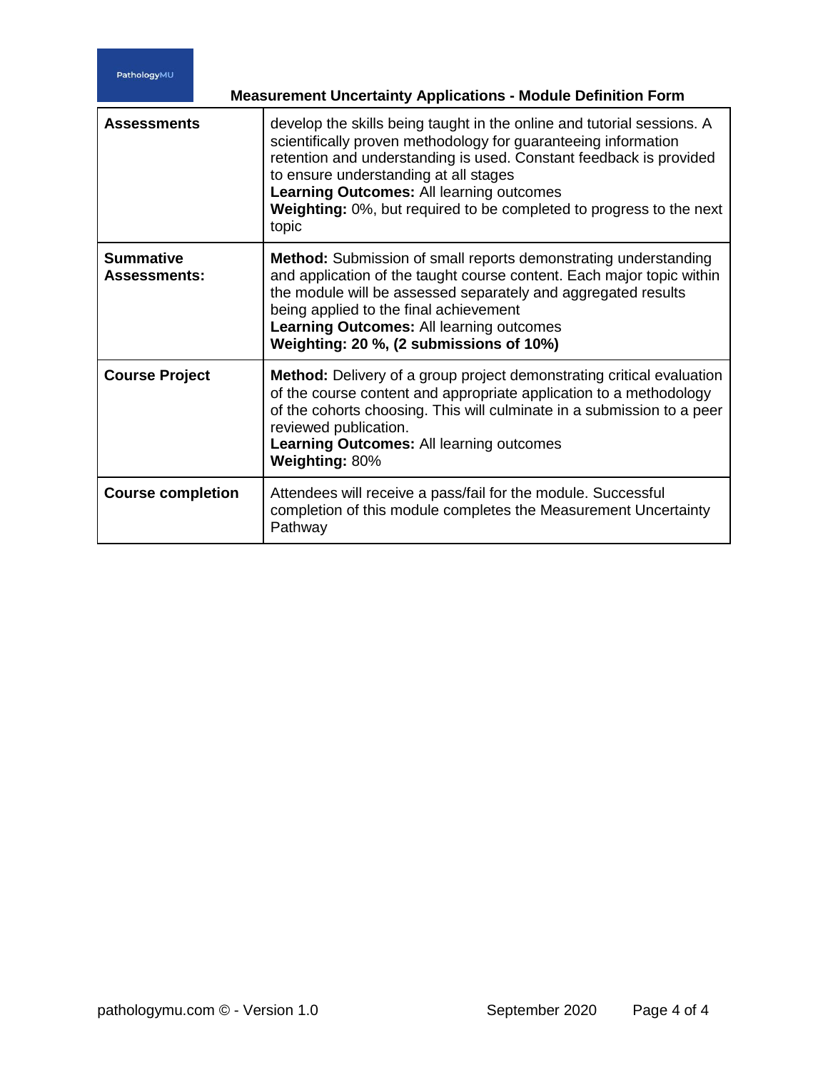| | |
|---|---|
| **Assessments** | develop the skills being taught in the online and tutorial sessions. A scientifically proven methodology for guaranteeing information retention and understanding is used. Constant feedback is provided to ensure understanding at all stages<br>**Learning Outcomes:** All learning outcomes<br>**Weighting:** 0%, but required to be completed to progress to the next topic |
| **Summative Assessments:** | **Method:** Submission of small reports demonstrating understanding and application of the taught course content. Each major topic within the module will be assessed separately and aggregated results being applied to the final achievement<br>**Learning Outcomes:** All learning outcomes<br>**Weighting: 20 %, (2 submissions of 10%)** |
| **Course Project** | **Method:** Delivery of a group project demonstrating critical evaluation of the course content and appropriate application to a methodology of the cohorts choosing. This will culminate in a submission to a peer reviewed publication.<br>**Learning Outcomes:** All learning outcomes<br>**Weighting:** 80% |
| **Course completion** | Attendees will receive a pass/fail for the module. Successful completion of this module completes the Measurement Uncertainty Pathway |